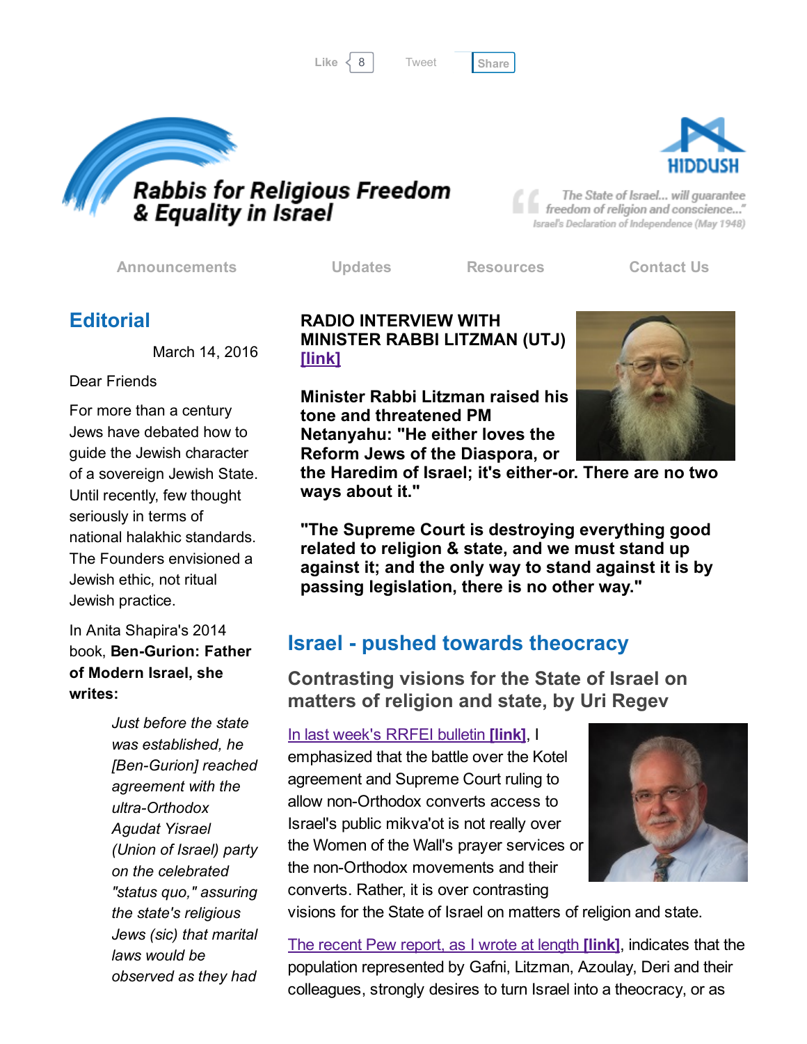Like 8 Tweet Share

# Rabbis for Religious Freedom & Equality in Israel

HIDDUSH

"The State of Israel... will guarantee freedom of religion and conscience..."
Israel's Declaration of Independence (May 1948)

Announcements | Updates | Resources | Contact Us

## Editorial

March 14, 2016

Dear Friends

For more than a century Jews have debated how to guide the Jewish character of a sovereign Jewish State. Until recently, few thought seriously in terms of national halakhic standards. The Founders envisioned a Jewish ethic, not ritual Jewish practice.

In Anita Shapira's 2014 book, **Ben-Gurion: Father of Modern Israel, she writes:**

> *Just before the state was established, he [Ben-Gurion] reached agreement with the ultra-Orthodox Agudat Yisrael (Union of Israel) party on the celebrated "status quo," assuring the state's religious Jews (sic) that marital laws would be observed as they had*

**RADIO INTERVIEW WITH MINISTER RABBI LITZMAN (UTJ) [link]**

**Minister Rabbi Litzman raised his tone and threatened PM Netanyahu: "He either loves the Reform Jews of the Diaspora, or the Haredim of Israel; it's either-or. There are no two ways about it."**

**"The Supreme Court is destroying everything good related to religion & state, and we must stand up against it; and the only way to stand against it is by passing legislation, there is no other way."**

## Israel - pushed towards theocracy

### Contrasting visions for the State of Israel on matters of religion and state, by Uri Regev

In last week's RRFEI bulletin **[link]**, I emphasized that the battle over the Kotel agreement and Supreme Court ruling to allow non-Orthodox converts access to Israel's public mikva'ot is not really over the Women of the Wall's prayer services or the non-Orthodox movements and their converts. Rather, it is over contrasting visions for the State of Israel on matters of religion and state.

The recent Pew report, as I wrote at length **[link]**, indicates that the population represented by Gafni, Litzman, Azoulay, Deri and their colleagues, strongly desires to turn Israel into a theocracy, or as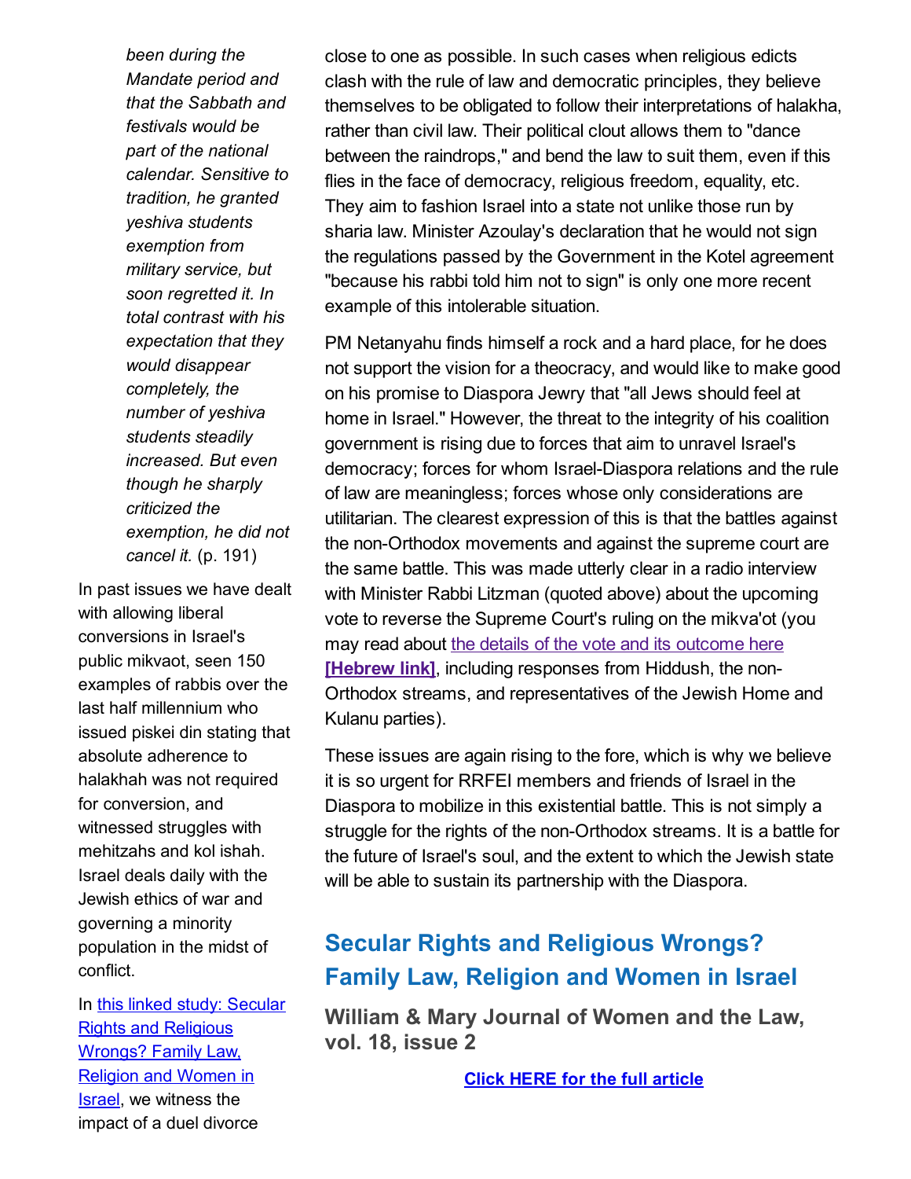*been during the Mandate period and that the Sabbath and festivals would be part of the national calendar. Sensitive to tradition, he granted yeshiva students exemption from military service, but soon regretted it. In total contrast with his expectation that they would disappear completely, the number of yeshiva students steadily increased. But even though he sharply criticized the exemption, he did not cancel it.* (p. 191)

In past issues we have dealt with allowing liberal conversions in Israel's public mikvaot, seen 150 examples of rabbis over the last half millennium who issued piskei din stating that absolute adherence to halakhah was not required for conversion, and witnessed struggles with mehitzahs and kol ishah. Israel deals daily with the Jewish ethics of war and governing a minority population in the midst of conflict.

In this linked study: Secular Rights and Religious Wrongs? Family Law, Religion and Women in Israel, we witness the impact of a duel divorce

close to one as possible. In such cases when religious edicts clash with the rule of law and democratic principles, they believe themselves to be obligated to follow their interpretations of halakha, rather than civil law. Their political clout allows them to "dance between the raindrops," and bend the law to suit them, even if this flies in the face of democracy, religious freedom, equality, etc. They aim to fashion Israel into a state not unlike those run by sharia law. Minister Azoulay's declaration that he would not sign the regulations passed by the Government in the Kotel agreement "because his rabbi told him not to sign" is only one more recent example of this intolerable situation.

PM Netanyahu finds himself a rock and a hard place, for he does not support the vision for a theocracy, and would like to make good on his promise to Diaspora Jewry that "all Jews should feel at home in Israel." However, the threat to the integrity of his coalition government is rising due to forces that aim to unravel Israel's democracy; forces for whom Israel-Diaspora relations and the rule of law are meaningless; forces whose only considerations are utilitarian. The clearest expression of this is that the battles against the non-Orthodox movements and against the supreme court are the same battle. This was made utterly clear in a radio interview with Minister Rabbi Litzman (quoted above) about the upcoming vote to reverse the Supreme Court's ruling on the mikva'ot (you may read about the details of the vote and its outcome here **[Hebrew link]**, including responses from Hiddush, the non-Orthodox streams, and representatives of the Jewish Home and Kulanu parties).

These issues are again rising to the fore, which is why we believe it is so urgent for RRFEI members and friends of Israel in the Diaspora to mobilize in this existential battle. This is not simply a struggle for the rights of the non-Orthodox streams. It is a battle for the future of Israel's soul, and the extent to which the Jewish state will be able to sustain its partnership with the Diaspora.

## Secular Rights and Religious Wrongs? Family Law, Religion and Women in Israel

### William & Mary Journal of Women and the Law, vol. 18, issue 2

**Click HERE for the full article**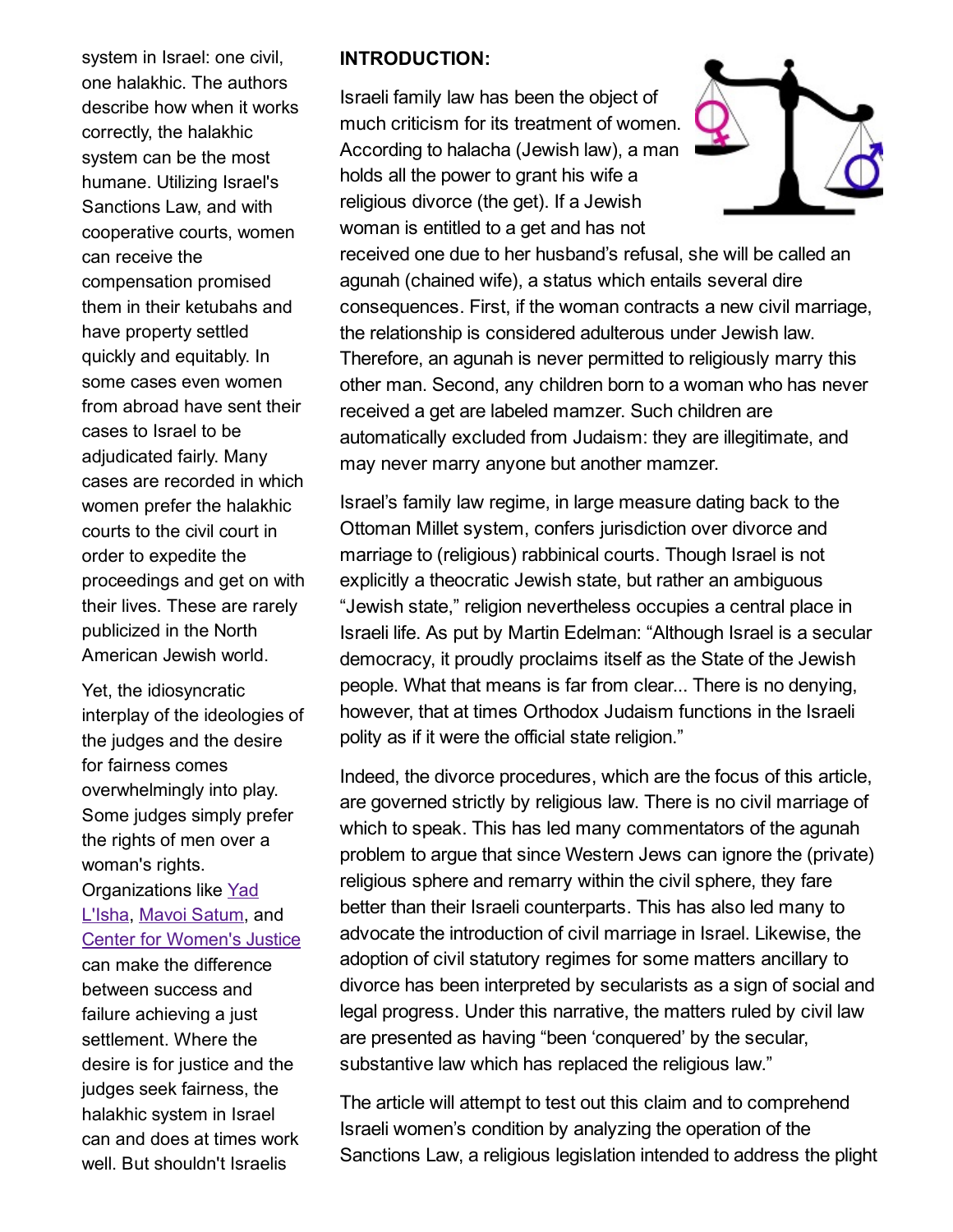system in Israel: one civil, one halakhic. The authors describe how when it works correctly, the halakhic system can be the most humane. Utilizing Israel's Sanctions Law, and with cooperative courts, women can receive the compensation promised them in their ketubahs and have property settled quickly and equitably. In some cases even women from abroad have sent their cases to Israel to be adjudicated fairly. Many cases are recorded in which women prefer the halakhic courts to the civil court in order to expedite the proceedings and get on with their lives. These are rarely publicized in the North American Jewish world.

Yet, the idiosyncratic interplay of the ideologies of the judges and the desire for fairness comes overwhelmingly into play. Some judges simply prefer the rights of men over a woman's rights. Organizations like Yad L'Isha, Mavoi Satum, and Center for Women's Justice can make the difference between success and failure achieving a just settlement. Where the desire is for justice and the judges seek fairness, the halakhic system in Israel can and does at times work well. But shouldn't Israelis

**INTRODUCTION:**

Israeli family law has been the object of much criticism for its treatment of women. According to halacha (Jewish law), a man holds all the power to grant his wife a religious divorce (the get). If a Jewish woman is entitled to a get and has not received one due to her husband's refusal, she will be called an agunah (chained wife), a status which entails several dire consequences. First, if the woman contracts a new civil marriage, the relationship is considered adulterous under Jewish law. Therefore, an agunah is never permitted to religiously marry this other man. Second, any children born to a woman who has never received a get are labeled mamzer. Such children are automatically excluded from Judaism: they are illegitimate, and may never marry anyone but another mamzer.

Israel's family law regime, in large measure dating back to the Ottoman Millet system, confers jurisdiction over divorce and marriage to (religious) rabbinical courts. Though Israel is not explicitly a theocratic Jewish state, but rather an ambiguous "Jewish state," religion nevertheless occupies a central place in Israeli life. As put by Martin Edelman: "Although Israel is a secular democracy, it proudly proclaims itself as the State of the Jewish people. What that means is far from clear... There is no denying, however, that at times Orthodox Judaism functions in the Israeli polity as if it were the official state religion."

Indeed, the divorce procedures, which are the focus of this article, are governed strictly by religious law. There is no civil marriage of which to speak. This has led many commentators of the agunah problem to argue that since Western Jews can ignore the (private) religious sphere and remarry within the civil sphere, they fare better than their Israeli counterparts. This has also led many to advocate the introduction of civil marriage in Israel. Likewise, the adoption of civil statutory regimes for some matters ancillary to divorce has been interpreted by secularists as a sign of social and legal progress. Under this narrative, the matters ruled by civil law are presented as having "been 'conquered' by the secular, substantive law which has replaced the religious law."

The article will attempt to test out this claim and to comprehend Israeli women's condition by analyzing the operation of the Sanctions Law, a religious legislation intended to address the plight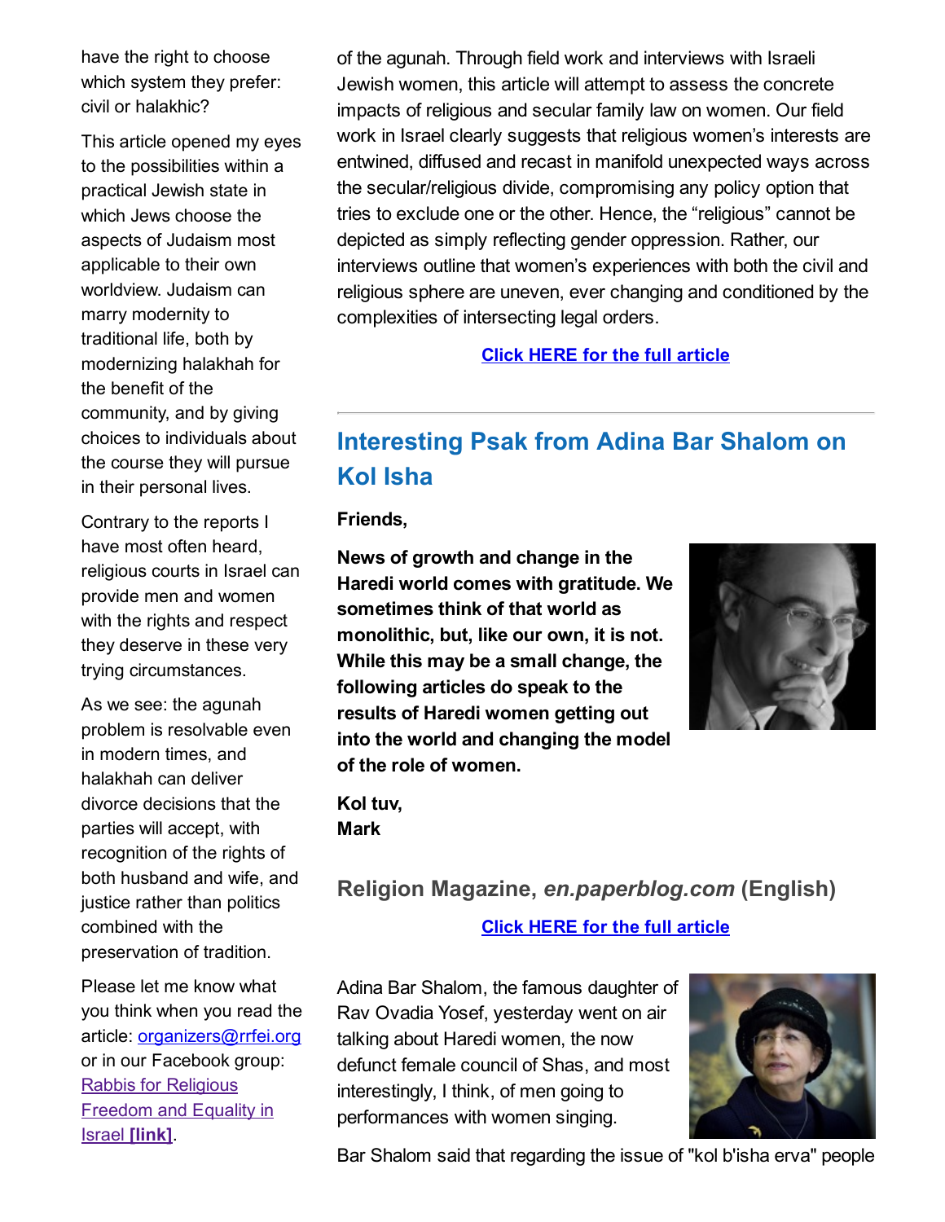have the right to choose which system they prefer: civil or halakhic?

This article opened my eyes to the possibilities within a practical Jewish state in which Jews choose the aspects of Judaism most applicable to their own worldview. Judaism can marry modernity to traditional life, both by modernizing halakhah for the benefit of the community, and by giving choices to individuals about the course they will pursue in their personal lives.

Contrary to the reports I have most often heard, religious courts in Israel can provide men and women with the rights and respect they deserve in these very trying circumstances.

As we see: the agunah problem is resolvable even in modern times, and halakhah can deliver divorce decisions that the parties will accept, with recognition of the rights of both husband and wife, and justice rather than politics combined with the preservation of tradition.

Please let me know what you think when you read the article: organizers@rrfei.org or in our Facebook group: Rabbis for Religious Freedom and Equality in Israel **[link]**.

of the agunah. Through field work and interviews with Israeli Jewish women, this article will attempt to assess the concrete impacts of religious and secular family law on women. Our field work in Israel clearly suggests that religious women's interests are entwined, diffused and recast in manifold unexpected ways across the secular/religious divide, compromising any policy option that tries to exclude one or the other. Hence, the "religious" cannot be depicted as simply reflecting gender oppression. Rather, our interviews outline that women's experiences with both the civil and religious sphere are uneven, ever changing and conditioned by the complexities of intersecting legal orders.

**Click HERE for the full article**

---

## Interesting Psak from Adina Bar Shalom on Kol Isha

**Friends,**

**News of growth and change in the Haredi world comes with gratitude. We sometimes think of that world as monolithic, but, like our own, it is not. While this may be a small change, the following articles do speak to the results of Haredi women getting out into the world and changing the model of the role of women.**

**Kol tuv,**
**Mark**

### Religion Magazine, *en.paperblog.com* (English)

**Click HERE for the full article**

Adina Bar Shalom, the famous daughter of Rav Ovadia Yosef, yesterday went on air talking about Haredi women, the now defunct female council of Shas, and most interestingly, I think, of men going to performances with women singing.

Bar Shalom said that regarding the issue of "kol b'isha erva" people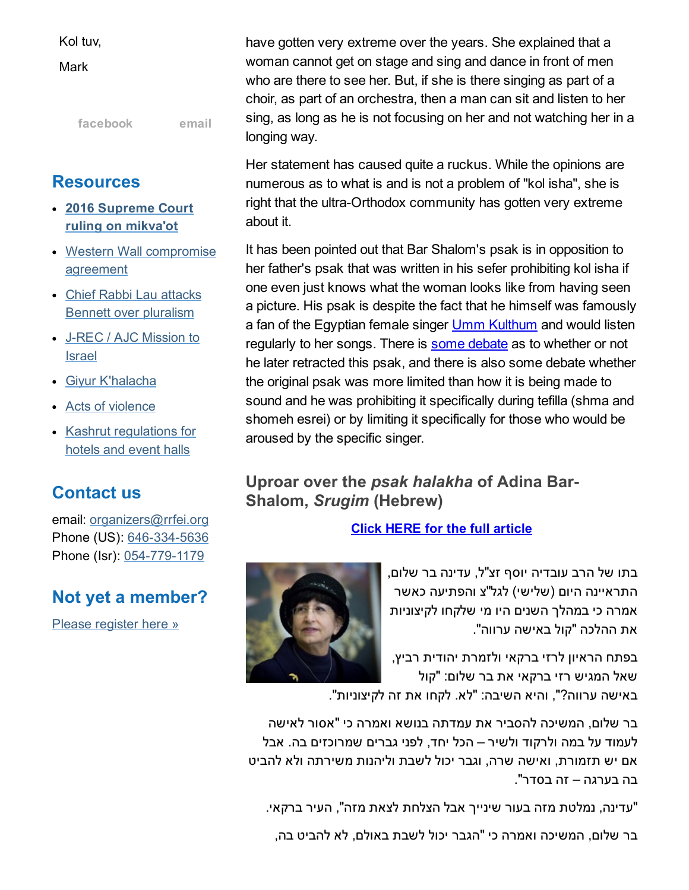have gotten very extreme over the years. She explained that a woman cannot get on stage and sing and dance in front of men who are there to see her. But, if she is there singing as part of a choir, as part of an orchestra, then a man can sit and listen to her sing, as long as he is not focusing on her and not watching her in a longing way.

Her statement has caused quite a ruckus. While the opinions are numerous as to what is and is not a problem of "kol isha", she is right that the ultra-Orthodox community has gotten very extreme about it.

It has been pointed out that Bar Shalom's psak is in opposition to her father's psak that was written in his sefer prohibiting kol isha if one even just knows what the woman looks like from having seen a picture. His psak is despite the fact that he himself was famously a fan of the Egyptian female singer [Umm Kulthum]() and would listen regularly to her songs. There is [some debate]() as to whether or not he later retracted this psak, and there is also some debate whether the original psak was more limited than how it is being made to sound and he was prohibiting it specifically during tefilla (shma and shomeh esrei) or by limiting it specifically for those who would be aroused by the specific singer.

### Uproar over the *psak halakha* of Adina Bar-Shalom, *Srugim* (Hebrew)

**[Click HERE for the full article]()**

בתו של הרב עובדיה יוסף זצ"ל, עדינה בר שלום, התראיינה היום (שלישי) לגל"צ והפתיעה כאשר אמרה כי במהלך השנים היו מי שלקחו לקיצוניות את ההלכה "קול באישה ערווה".

בפתח הראיון לרזי ברקאי ולזמרת יהודית רביץ, שאל המגיש רזי ברקאי את בר שלום: "קול באישה ערווה?", והיא השיבה: "לא. לקחו את זה לקיצוניות".

בר שלום, המשיכה להסביר את עמדתה בנושא ואמרה כי "אסור לאישה לעמוד על במה ולרקוד ולשיר – הכל יחד, לפני גברים שמרוכזים בה. אבל אם יש תזמורת, ואישה שרה, וגבר יכול לשבת וליהנות משירתה ולא להביט בה בערגה – זה בסדר".

"עדינה, נמלטת מזה בעור שינייך אבל הצלחת לצאת מזה", העיר ברקאי.

בר שלום, המשיכה ואמרה כי "הגבר יכול לשבת באולם, לא להביט בה,

---

Kol tuv,

Mark

facebook email

## Resources

- **[2016 Supreme Court ruling on mikva'ot]()**
- [Western Wall compromise agreement]()
- [Chief Rabbi Lau attacks Bennett over pluralism]()
- [J-REC / AJC Mission to Israel]()
- [Giyur K'halacha]()
- [Acts of violence]()
- [Kashrut regulations for hotels and event halls]()

## Contact us

email: [organizers@rrfei.org]()
Phone (US): [646-334-5636]()
Phone (Isr): [054-779-1179]()

## Not yet a member?

[Please register here »]()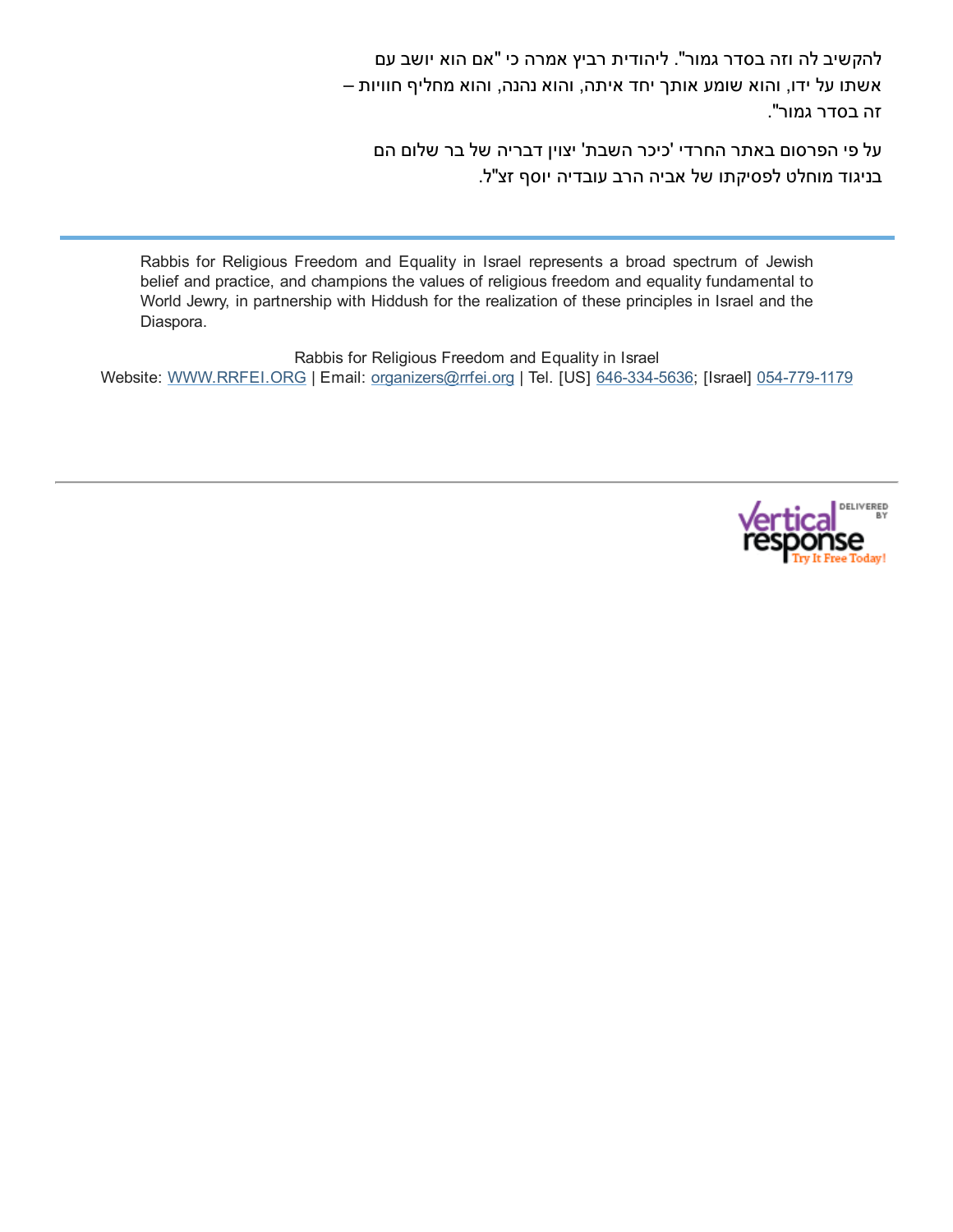להקשיב לה וזה בסדר גמור". ליהודית רביץ אמרה כי "אם הוא יושב עם אשתו על ידו, והוא שומע אותך יחד איתה, והוא נהנה, והוא מחליף חוויות – זה בסדר גמור".

על פי הפרסום באתר החרדי 'כיכר השבת' יצוין דבריה של בר שלום הם בניגוד מוחלט לפסיקתו של אביה הרב עובדיה יוסף זצ"ל.

---

Rabbis for Religious Freedom and Equality in Israel represents a broad spectrum of Jewish belief and practice, and champions the values of religious freedom and equality fundamental to World Jewry, in partnership with Hiddush for the realization of these principles in Israel and the Diaspora.

Rabbis for Religious Freedom and Equality in Israel
Website: WWW.RRFEI.ORG | Email: organizers@rrfei.org | Tel. [US] 646-334-5636; [Israel] 054-779-1179

---

Vertical response DELIVERED BY Try It Free Today!